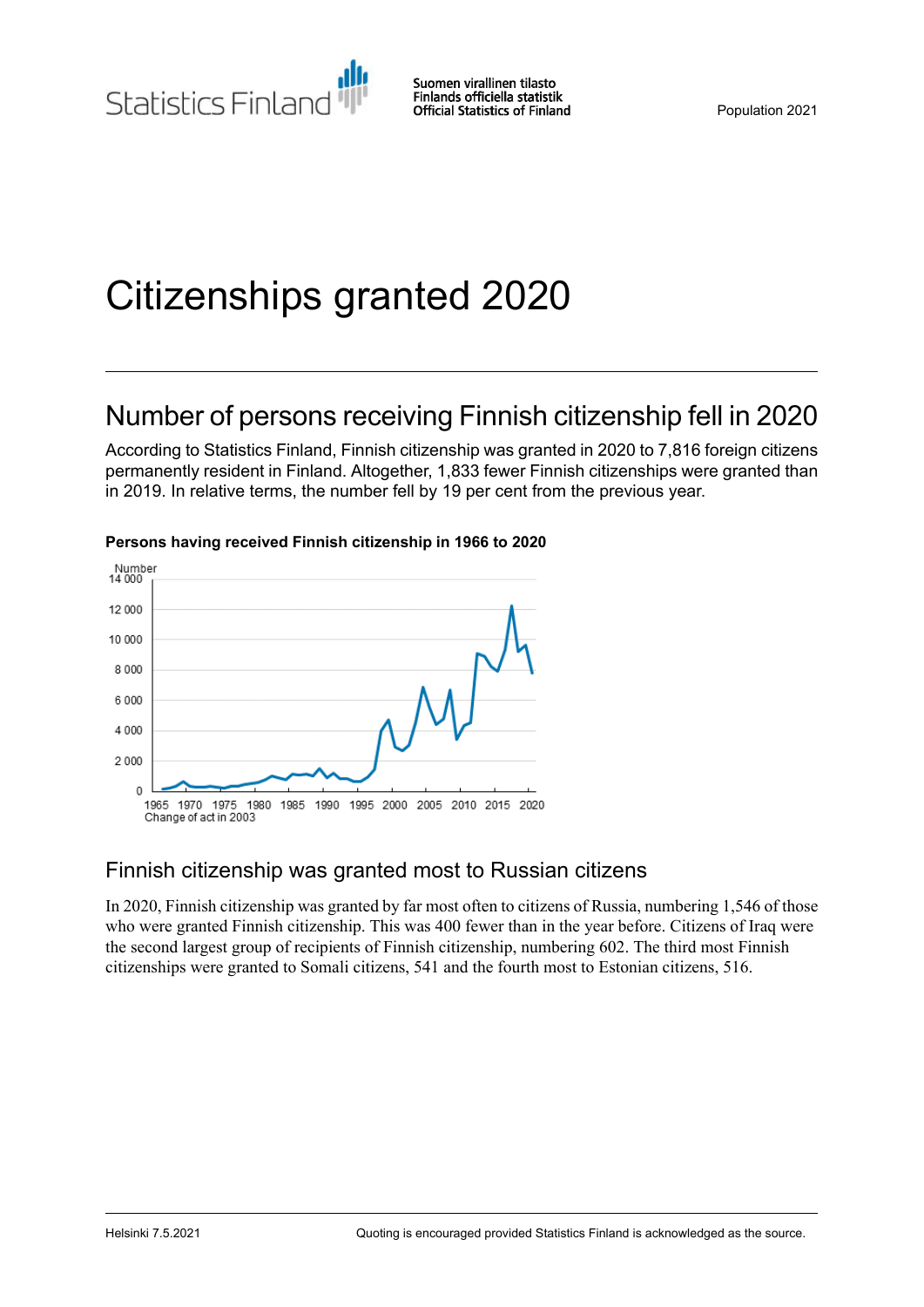Statistics Finland

Suomen virallinen tilasto
Finlands officiella statistik
Official Statistics of Finland

Population 2021

# Citizenships granted 2020

## Number of persons receiving Finnish citizenship fell in 2020

According to Statistics Finland, Finnish citizenship was granted in 2020 to 7,816 foreign citizens permanently resident in Finland. Altogether, 1,833 fewer Finnish citizenships were granted than in 2019. In relative terms, the number fell by 19 per cent from the previous year.

**Persons having received Finnish citizenship in 1966 to 2020**

Change of act in 2003

## Finnish citizenship was granted most to Russian citizens

In 2020, Finnish citizenship was granted by far most often to citizens of Russia, numbering 1,546 of those who were granted Finnish citizenship. This was 400 fewer than in the year before. Citizens of Iraq were the second largest group of recipients of Finnish citizenship, numbering 602. The third most Finnish citizenships were granted to Somali citizens, 541 and the fourth most to Estonian citizens, 516.

Helsinki 7.5.2021 Quoting is encouraged provided Statistics Finland is acknowledged as the source.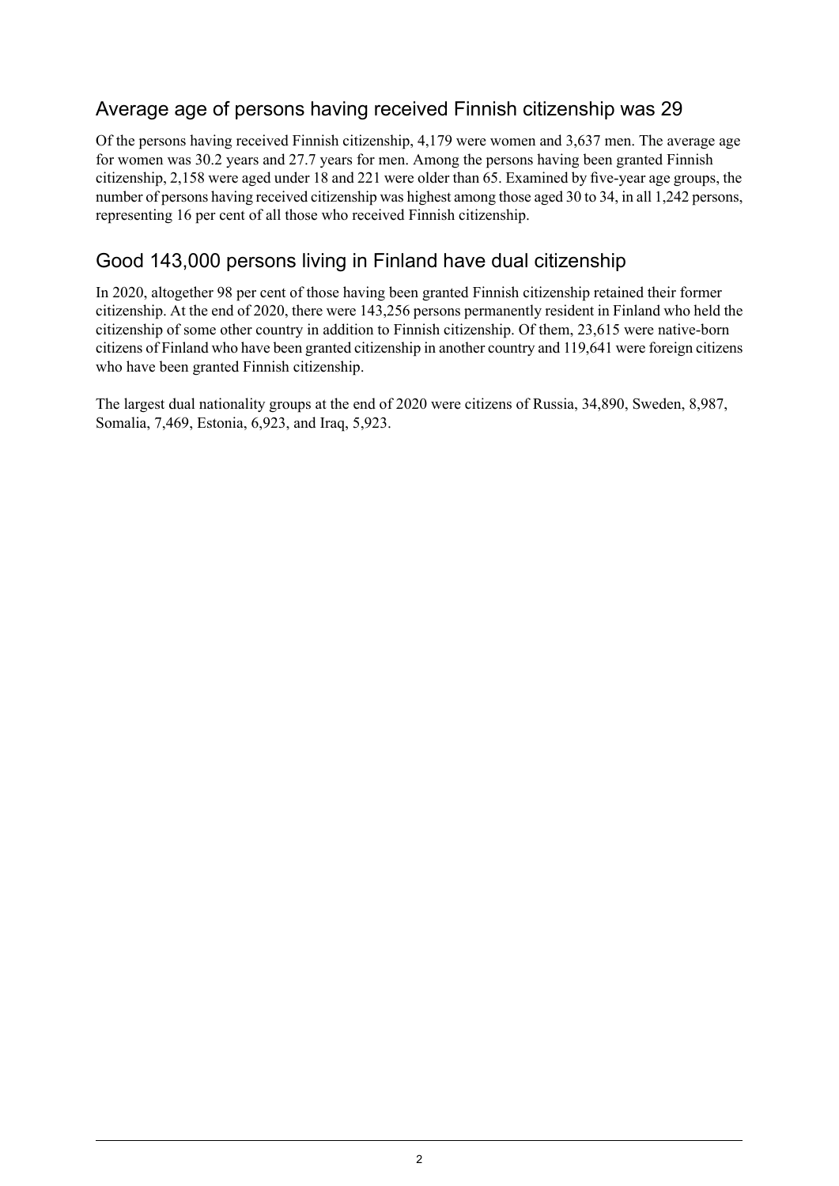## Average age of persons having received Finnish citizenship was 29

Of the persons having received Finnish citizenship, 4,179 were women and 3,637 men. The average age for women was 30.2 years and 27.7 years for men. Among the persons having been granted Finnish citizenship, 2,158 were aged under 18 and 221 were older than 65. Examined by five-year age groups, the number of persons having received citizenship was highest among those aged 30 to 34, in all 1,242 persons, representing 16 per cent of all those who received Finnish citizenship.

## Good 143,000 persons living in Finland have dual citizenship

In 2020, altogether 98 per cent of those having been granted Finnish citizenship retained their former citizenship. At the end of 2020, there were 143,256 persons permanently resident in Finland who held the citizenship of some other country in addition to Finnish citizenship. Of them, 23,615 were native-born citizens of Finland who have been granted citizenship in another country and 119,641 were foreign citizens who have been granted Finnish citizenship.

The largest dual nationality groups at the end of 2020 were citizens of Russia, 34,890, Sweden, 8,987, Somalia, 7,469, Estonia, 6,923, and Iraq, 5,923.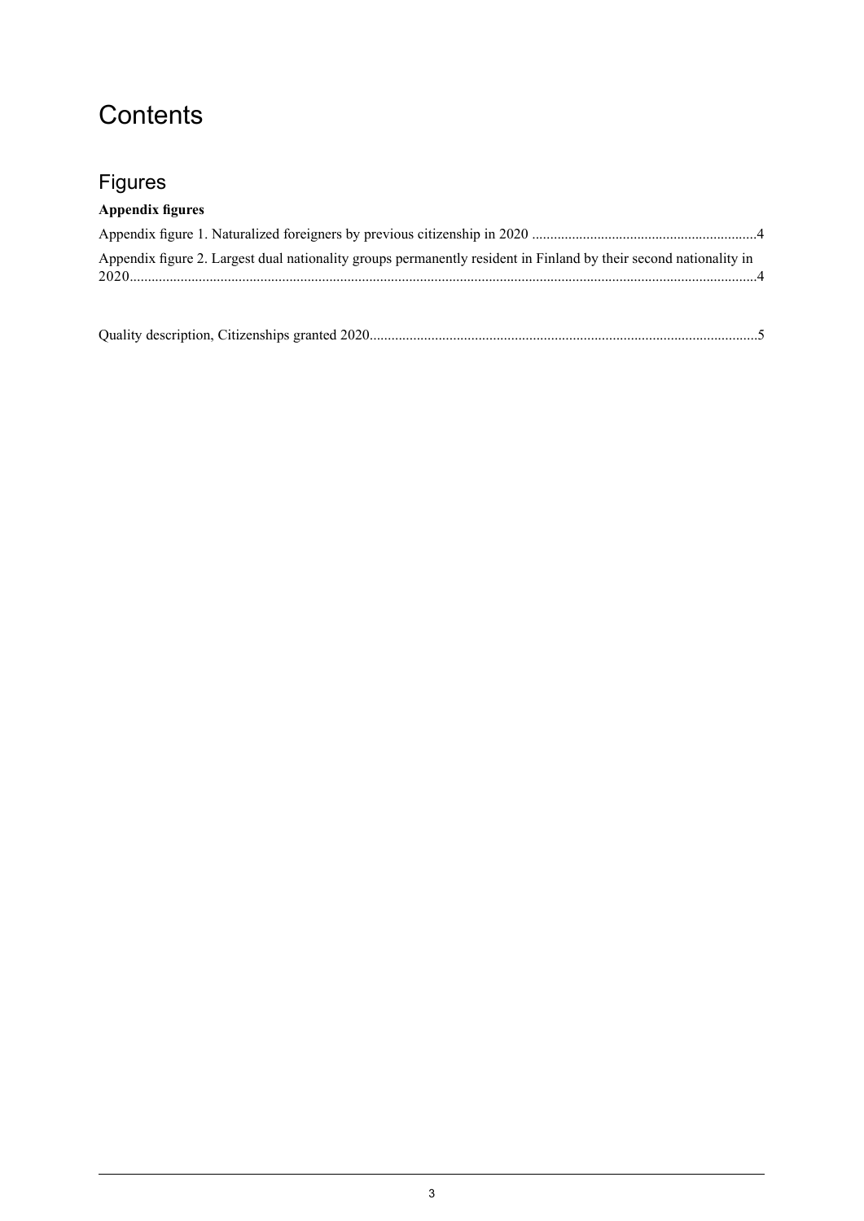# Contents

## Figures

**Appendix figures**

Appendix figure 1. Naturalized foreigners by previous citizenship in 2020 .............................................................4

Appendix figure 2. Largest dual nationality groups permanently resident in Finland by their second nationality in 2020.............................................................................................................................................................4

Quality description, Citizenships granted 2020...........................................................................................................5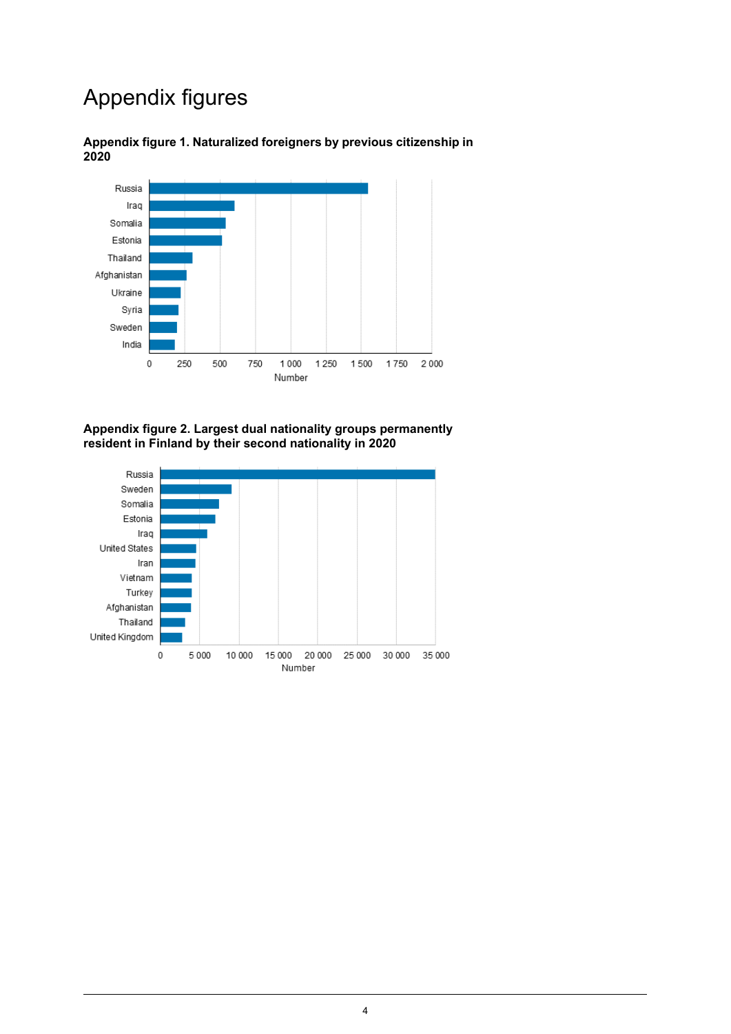# Appendix figures

**Appendix figure 1. Naturalized foreigners by previous citizenship in 2020**

**Appendix figure 2. Largest dual nationality groups permanently resident in Finland by their second nationality in 2020**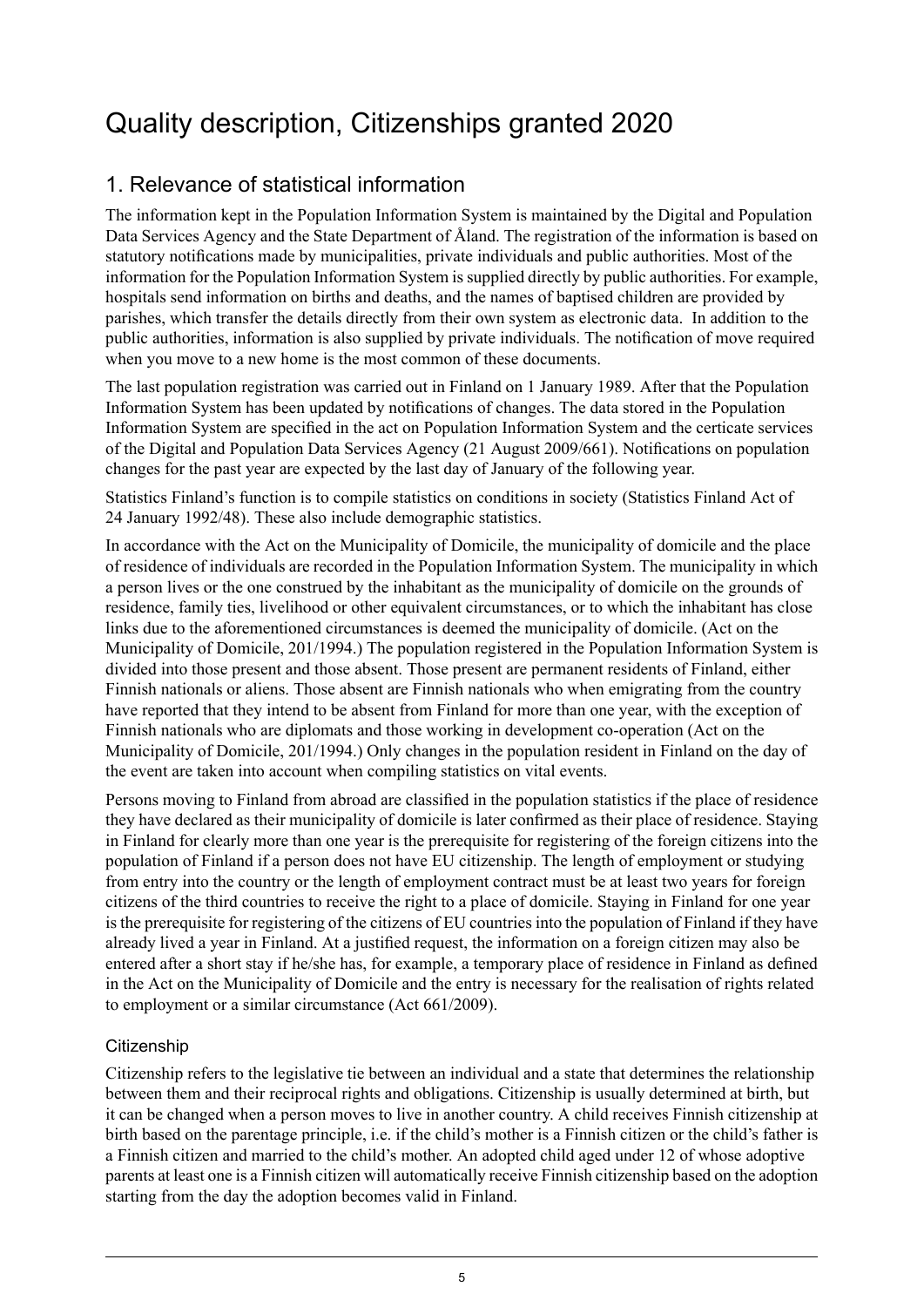# Quality description, Citizenships granted 2020

## 1. Relevance of statistical information

The information kept in the Population Information System is maintained by the Digital and Population Data Services Agency and the State Department of Åland. The registration of the information is based on statutory notifications made by municipalities, private individuals and public authorities. Most of the information for the Population Information System is supplied directly by public authorities. For example, hospitals send information on births and deaths, and the names of baptised children are provided by parishes, which transfer the details directly from their own system as electronic data. In addition to the public authorities, information is also supplied by private individuals. The notification of move required when you move to a new home is the most common of these documents.

The last population registration was carried out in Finland on 1 January 1989. After that the Population Information System has been updated by notifications of changes. The data stored in the Population Information System are specified in the act on Population Information System and the certicate services of the Digital and Population Data Services Agency (21 August 2009/661). Notifications on population changes for the past year are expected by the last day of January of the following year.

Statistics Finland's function is to compile statistics on conditions in society (Statistics Finland Act of 24 January 1992/48). These also include demographic statistics.

In accordance with the Act on the Municipality of Domicile, the municipality of domicile and the place of residence of individuals are recorded in the Population Information System. The municipality in which a person lives or the one construed by the inhabitant as the municipality of domicile on the grounds of residence, family ties, livelihood or other equivalent circumstances, or to which the inhabitant has close links due to the aforementioned circumstances is deemed the municipality of domicile. (Act on the Municipality of Domicile, 201/1994.) The population registered in the Population Information System is divided into those present and those absent. Those present are permanent residents of Finland, either Finnish nationals or aliens. Those absent are Finnish nationals who when emigrating from the country have reported that they intend to be absent from Finland for more than one year, with the exception of Finnish nationals who are diplomats and those working in development co-operation (Act on the Municipality of Domicile, 201/1994.) Only changes in the population resident in Finland on the day of the event are taken into account when compiling statistics on vital events.

Persons moving to Finland from abroad are classified in the population statistics if the place of residence they have declared as their municipality of domicile is later confirmed as their place of residence. Staying in Finland for clearly more than one year is the prerequisite for registering of the foreign citizens into the population of Finland if a person does not have EU citizenship. The length of employment or studying from entry into the country or the length of employment contract must be at least two years for foreign citizens of the third countries to receive the right to a place of domicile. Staying in Finland for one year is the prerequisite for registering of the citizens of EU countries into the population of Finland if they have already lived a year in Finland. At a justified request, the information on a foreign citizen may also be entered after a short stay if he/she has, for example, a temporary place of residence in Finland as defined in the Act on the Municipality of Domicile and the entry is necessary for the realisation of rights related to employment or a similar circumstance (Act 661/2009).

### Citizenship

Citizenship refers to the legislative tie between an individual and a state that determines the relationship between them and their reciprocal rights and obligations. Citizenship is usually determined at birth, but it can be changed when a person moves to live in another country. A child receives Finnish citizenship at birth based on the parentage principle, i.e. if the child's mother is a Finnish citizen or the child's father is a Finnish citizen and married to the child's mother. An adopted child aged under 12 of whose adoptive parents at least one is a Finnish citizen will automatically receive Finnish citizenship based on the adoption starting from the day the adoption becomes valid in Finland.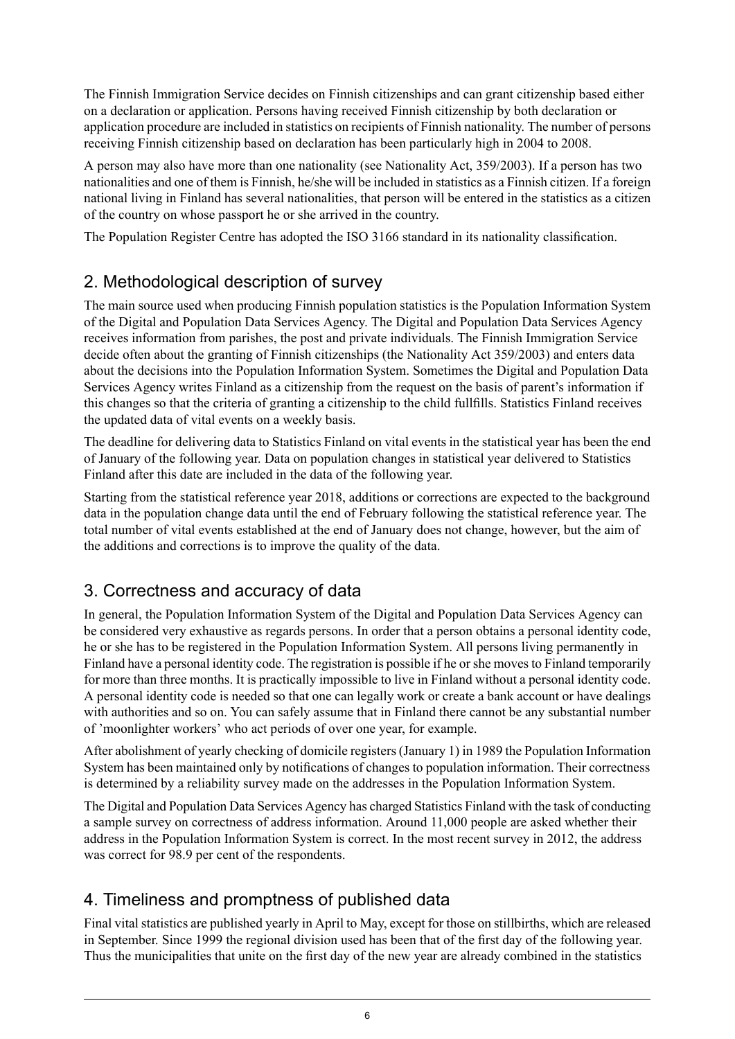The Finnish Immigration Service decides on Finnish citizenships and can grant citizenship based either on a declaration or application. Persons having received Finnish citizenship by both declaration or application procedure are included in statistics on recipients of Finnish nationality. The number of persons receiving Finnish citizenship based on declaration has been particularly high in 2004 to 2008.

A person may also have more than one nationality (see Nationality Act, 359/2003). If a person has two nationalities and one of them is Finnish, he/she will be included in statistics as a Finnish citizen. If a foreign national living in Finland has several nationalities, that person will be entered in the statistics as a citizen of the country on whose passport he or she arrived in the country.

The Population Register Centre has adopted the ISO 3166 standard in its nationality classification.

## 2. Methodological description of survey

The main source used when producing Finnish population statistics is the Population Information System of the Digital and Population Data Services Agency. The Digital and Population Data Services Agency receives information from parishes, the post and private individuals. The Finnish Immigration Service decide often about the granting of Finnish citizenships (the Nationality Act 359/2003) and enters data about the decisions into the Population Information System. Sometimes the Digital and Population Data Services Agency writes Finland as a citizenship from the request on the basis of parent's information if this changes so that the criteria of granting a citizenship to the child fullfills. Statistics Finland receives the updated data of vital events on a weekly basis.

The deadline for delivering data to Statistics Finland on vital events in the statistical year has been the end of January of the following year. Data on population changes in statistical year delivered to Statistics Finland after this date are included in the data of the following year.

Starting from the statistical reference year 2018, additions or corrections are expected to the background data in the population change data until the end of February following the statistical reference year. The total number of vital events established at the end of January does not change, however, but the aim of the additions and corrections is to improve the quality of the data.

## 3. Correctness and accuracy of data

In general, the Population Information System of the Digital and Population Data Services Agency can be considered very exhaustive as regards persons. In order that a person obtains a personal identity code, he or she has to be registered in the Population Information System. All persons living permanently in Finland have a personal identity code. The registration is possible if he or she moves to Finland temporarily for more than three months. It is practically impossible to live in Finland without a personal identity code. A personal identity code is needed so that one can legally work or create a bank account or have dealings with authorities and so on. You can safely assume that in Finland there cannot be any substantial number of 'moonlighter workers' who act periods of over one year, for example.

After abolishment of yearly checking of domicile registers (January 1) in 1989 the Population Information System has been maintained only by notifications of changes to population information. Their correctness is determined by a reliability survey made on the addresses in the Population Information System.

The Digital and Population Data Services Agency has charged Statistics Finland with the task of conducting a sample survey on correctness of address information. Around 11,000 people are asked whether their address in the Population Information System is correct. In the most recent survey in 2012, the address was correct for 98.9 per cent of the respondents.

## 4. Timeliness and promptness of published data

Final vital statistics are published yearly in April to May, except for those on stillbirths, which are released in September. Since 1999 the regional division used has been that of the first day of the following year. Thus the municipalities that unite on the first day of the new year are already combined in the statistics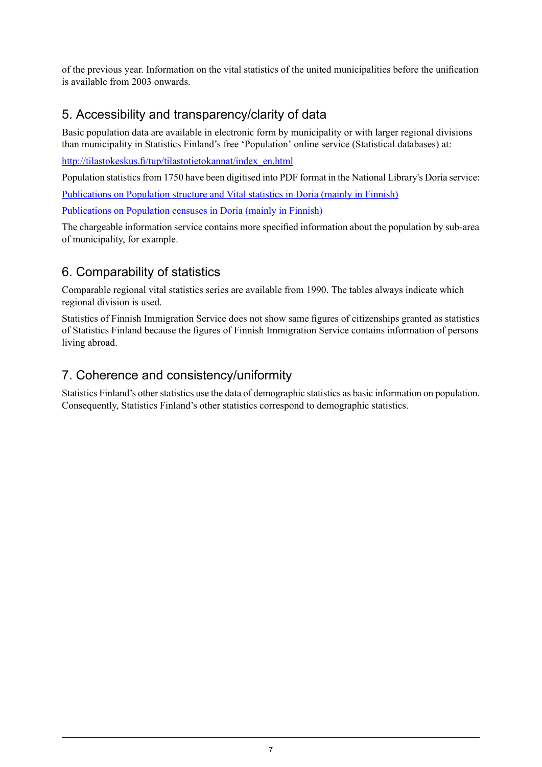of the previous year. Information on the vital statistics of the united municipalities before the unification is available from 2003 onwards.

## 5. Accessibility and transparency/clarity of data

Basic population data are available in electronic form by municipality or with larger regional divisions than municipality in Statistics Finland's free 'Population' online service (Statistical databases) at:

[http://tilastokeskus.fi/tup/tilastotietokannat/index_en.html](http://tilastokeskus.fi/tup/tilastotietokannat/index_en.html)

Population statistics from 1750 have been digitised into PDF format in the National Library's Doria service:

Publications on Population structure and Vital statistics in Doria (mainly in Finnish)

Publications on Population censuses in Doria (mainly in Finnish)

The chargeable information service contains more specified information about the population by sub-area of municipality, for example.

## 6. Comparability of statistics

Comparable regional vital statistics series are available from 1990. The tables always indicate which regional division is used.

Statistics of Finnish Immigration Service does not show same figures of citizenships granted as statistics of Statistics Finland because the figures of Finnish Immigration Service contains information of persons living abroad.

## 7. Coherence and consistency/uniformity

Statistics Finland's other statistics use the data of demographic statistics as basic information on population. Consequently, Statistics Finland's other statistics correspond to demographic statistics.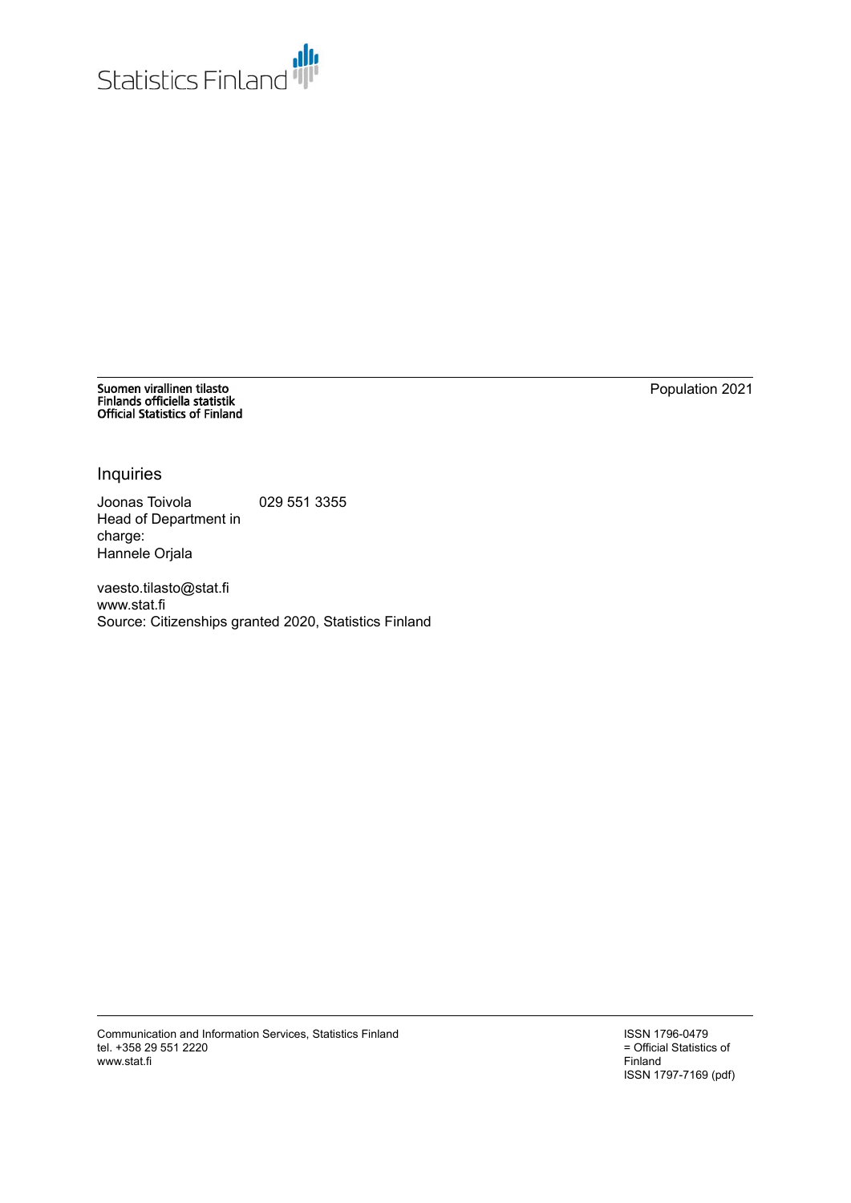Statistics Finland

Suomen virallinen tilasto
Finlands officiella statistik
Official Statistics of Finland

Population 2021

## Inquiries

Joonas Toivola 029 551 3355

Head of Department in charge:
Hannele Orjala

vaesto.tilasto@stat.fi
www.stat.fi
Source: Citizenships granted 2020, Statistics Finland

Communication and Information Services, Statistics Finland
tel. +358 29 551 2220
www.stat.fi

ISSN 1796-0479
= Official Statistics of Finland
ISSN 1797-7169 (pdf)